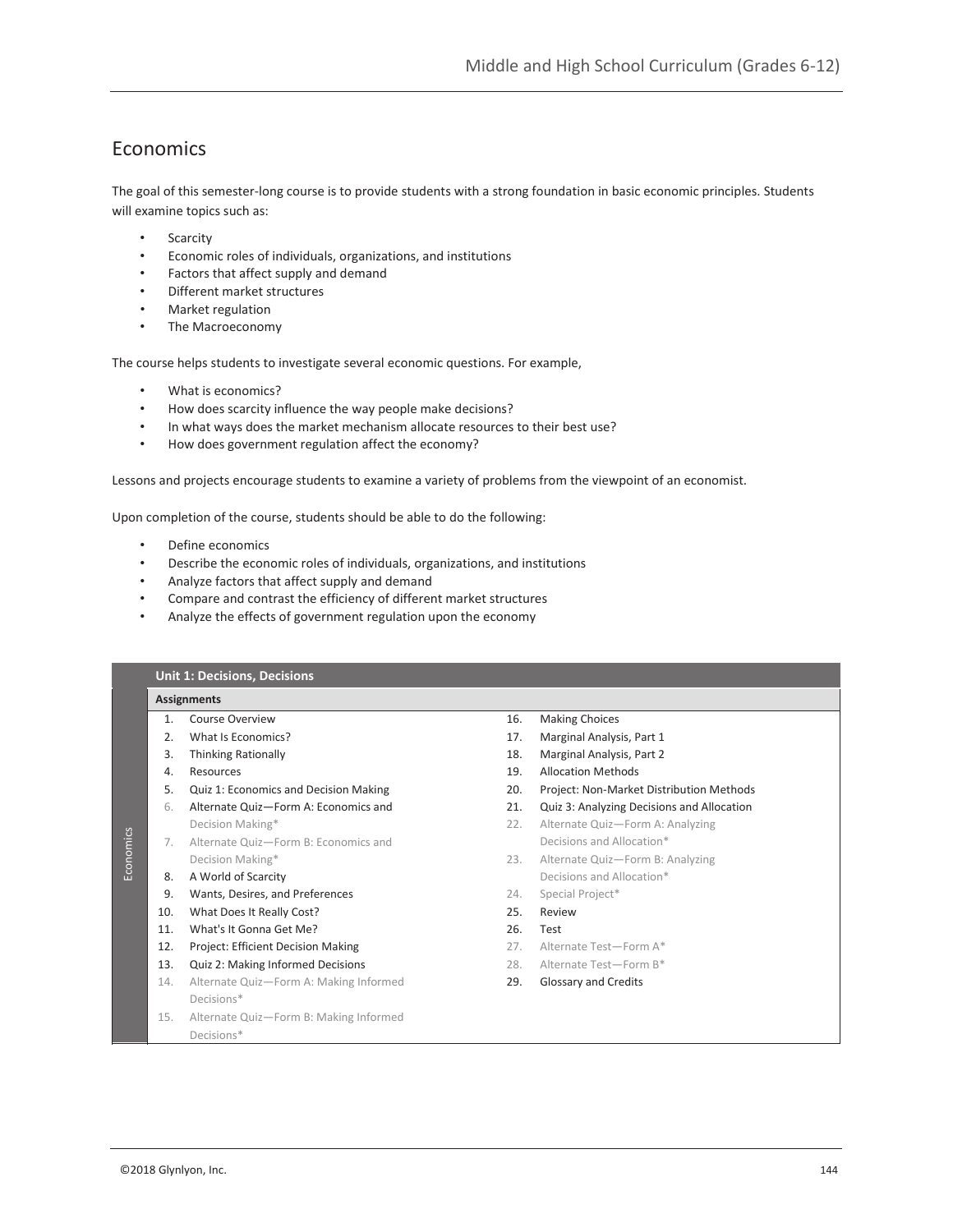# Economics

The goal of this semester-long course is to provide students with a strong foundation in basic economic principles. Students will examine topics such as:

- Scarcity
- Economic roles of individuals, organizations, and institutions
- Factors that affect supply and demand
- Different market structures
- Market regulation
- The Macroeconomy

The course helps students to investigate several economic questions. For example,

- What is economics?
- How does scarcity influence the way people make decisions?
- In what ways does the market mechanism allocate resources to their best use?
- How does government regulation affect the economy?

Lessons and projects encourage students to examine a variety of problems from the viewpoint of an economist.

Upon completion of the course, students should be able to do the following:

- Define economics
- Describe the economic roles of individuals, organizations, and institutions
- Analyze factors that affect supply and demand
- Compare and contrast the efficiency of different market structures
- Analyze the effects of government regulation upon the economy

## Unit 1: Decisions, Decisions

**Assignments**

1. Course Overview
2. What Is Economics?
3. Thinking Rationally
4. Resources
5. Quiz 1: Economics and Decision Making
6. Alternate Quiz—Form A: Economics and Decision Making*
7. Alternate Quiz—Form B: Economics and Decision Making*
8. A World of Scarcity
9. Wants, Desires, and Preferences
10. What Does It Really Cost?
11. What's It Gonna Get Me?
12. Project: Efficient Decision Making
13. Quiz 2: Making Informed Decisions
14. Alternate Quiz—Form A: Making Informed Decisions*
15. Alternate Quiz—Form B: Making Informed Decisions*
16. Making Choices
17. Marginal Analysis, Part 1
18. Marginal Analysis, Part 2
19. Allocation Methods
20. Project: Non-Market Distribution Methods
21. Quiz 3: Analyzing Decisions and Allocation
22. Alternate Quiz—Form A: Analyzing Decisions and Allocation*
23. Alternate Quiz—Form B: Analyzing Decisions and Allocation*
24. Special Project*
25. Review
26. Test
27. Alternate Test—Form A*
28. Alternate Test—Form B*
29. Glossary and Credits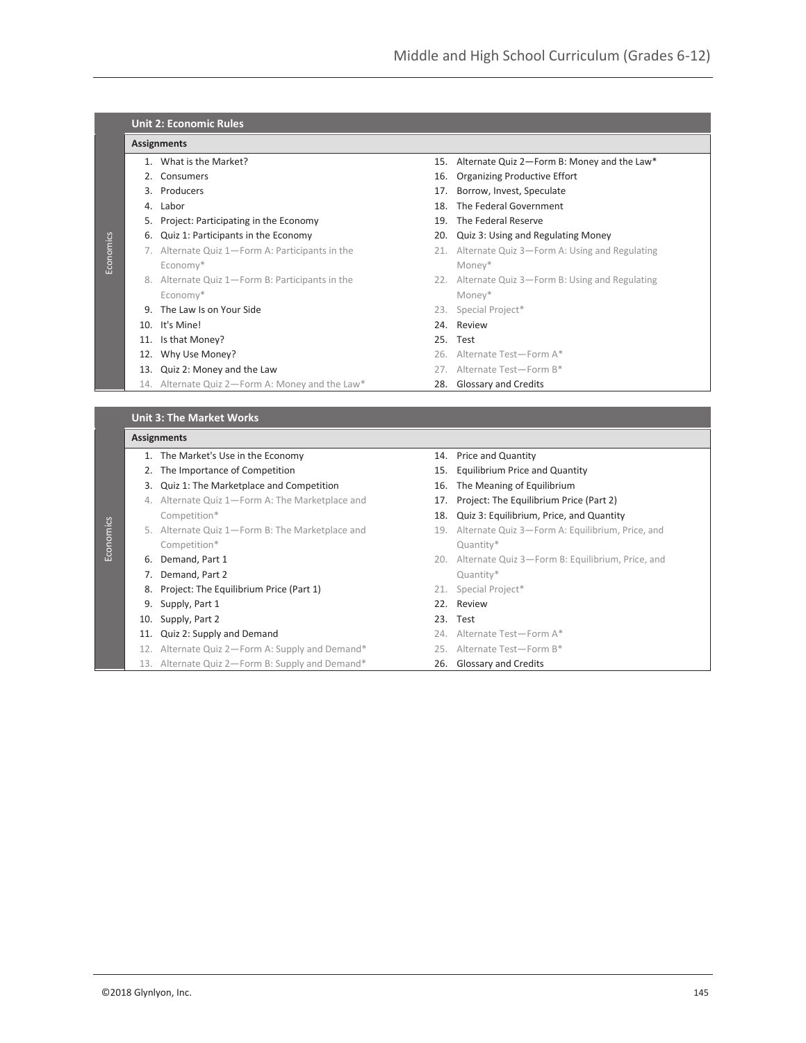Economics

## Unit 2: Economic Rules

**Assignments**

1. What is the Market?
2. Consumers
3. Producers
4. Labor
5. Project: Participating in the Economy
6. Quiz 1: Participants in the Economy
7. Alternate Quiz 1—Form A: Participants in the Economy*
8. Alternate Quiz 1—Form B: Participants in the Economy*
9. The Law Is on Your Side
10. It's Mine!
11. Is that Money?
12. Why Use Money?
13. Quiz 2: Money and the Law
14. Alternate Quiz 2—Form A: Money and the Law*
15. Alternate Quiz 2—Form B: Money and the Law*
16. Organizing Productive Effort
17. Borrow, Invest, Speculate
18. The Federal Government
19. The Federal Reserve
20. Quiz 3: Using and Regulating Money
21. Alternate Quiz 3—Form A: Using and Regulating Money*
22. Alternate Quiz 3—Form B: Using and Regulating Money*
23. Special Project*
24. Review
25. Test
26. Alternate Test—Form A*
27. Alternate Test—Form B*
28. Glossary and Credits

Economics

## Unit 3: The Market Works

**Assignments**

1. The Market's Use in the Economy
2. The Importance of Competition
3. Quiz 1: The Marketplace and Competition
4. Alternate Quiz 1—Form A: The Marketplace and Competition*
5. Alternate Quiz 1—Form B: The Marketplace and Competition*
6. Demand, Part 1
7. Demand, Part 2
8. Project: The Equilibrium Price (Part 1)
9. Supply, Part 1
10. Supply, Part 2
11. Quiz 2: Supply and Demand
12. Alternate Quiz 2—Form A: Supply and Demand*
13. Alternate Quiz 2—Form B: Supply and Demand*
14. Price and Quantity
15. Equilibrium Price and Quantity
16. The Meaning of Equilibrium
17. Project: The Equilibrium Price (Part 2)
18. Quiz 3: Equilibrium, Price, and Quantity
19. Alternate Quiz 3—Form A: Equilibrium, Price, and Quantity*
20. Alternate Quiz 3—Form B: Equilibrium, Price, and Quantity*
21. Special Project*
22. Review
23. Test
24. Alternate Test—Form A*
25. Alternate Test—Form B*
26. Glossary and Credits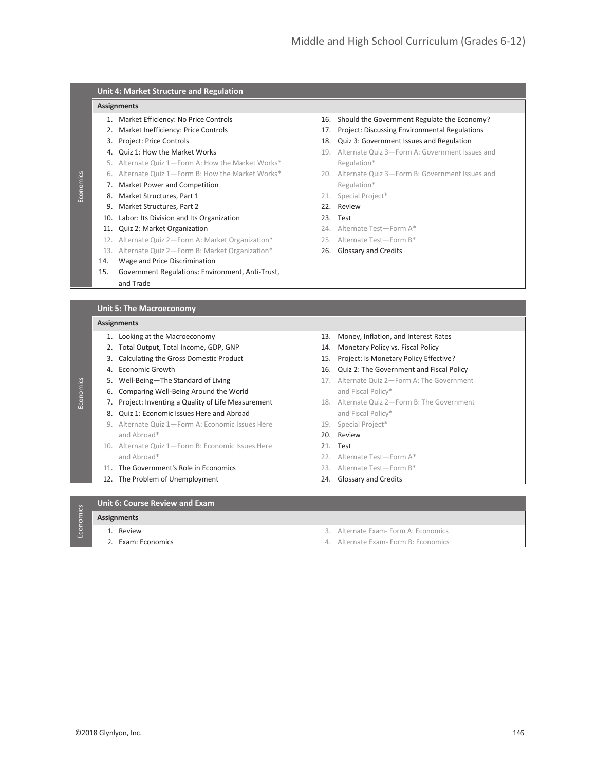## Unit 4: Market Structure and Regulation

**Assignments**

1. Market Efficiency: No Price Controls
2. Market Inefficiency: Price Controls
3. Project: Price Controls
4. Quiz 1: How the Market Works
5. Alternate Quiz 1—Form A: How the Market Works*
6. Alternate Quiz 1—Form B: How the Market Works*
7. Market Power and Competition
8. Market Structures, Part 1
9. Market Structures, Part 2
10. Labor: Its Division and Its Organization
11. Quiz 2: Market Organization
12. Alternate Quiz 2—Form A: Market Organization*
13. Alternate Quiz 2—Form B: Market Organization*
14. Wage and Price Discrimination
15. Government Regulations: Environment, Anti-Trust, and Trade
16. Should the Government Regulate the Economy?
17. Project: Discussing Environmental Regulations
18. Quiz 3: Government Issues and Regulation
19. Alternate Quiz 3—Form A: Government Issues and Regulation*
20. Alternate Quiz 3—Form B: Government Issues and Regulation*
21. Special Project*
22. Review
23. Test
24. Alternate Test—Form A*
25. Alternate Test—Form B*
26. Glossary and Credits

## Unit 5: The Macroeconomy

**Assignments**

1. Looking at the Macroeconomy
2. Total Output, Total Income, GDP, GNP
3. Calculating the Gross Domestic Product
4. Economic Growth
5. Well-Being—The Standard of Living
6. Comparing Well-Being Around the World
7. Project: Inventing a Quality of Life Measurement
8. Quiz 1: Economic Issues Here and Abroad
9. Alternate Quiz 1—Form A: Economic Issues Here and Abroad*
10. Alternate Quiz 1—Form B: Economic Issues Here and Abroad*
11. The Government's Role in Economics
12. The Problem of Unemployment
13. Money, Inflation, and Interest Rates
14. Monetary Policy vs. Fiscal Policy
15. Project: Is Monetary Policy Effective?
16. Quiz 2: The Government and Fiscal Policy
17. Alternate Quiz 2—Form A: The Government and Fiscal Policy*
18. Alternate Quiz 2—Form B: The Government and Fiscal Policy*
19. Special Project*
20. Review
21. Test
22. Alternate Test—Form A*
23. Alternate Test—Form B*
24. Glossary and Credits

## Unit 6: Course Review and Exam

**Assignments**

1. Review
2. Exam: Economics
3. Alternate Exam- Form A: Economics
4. Alternate Exam- Form B: Economics